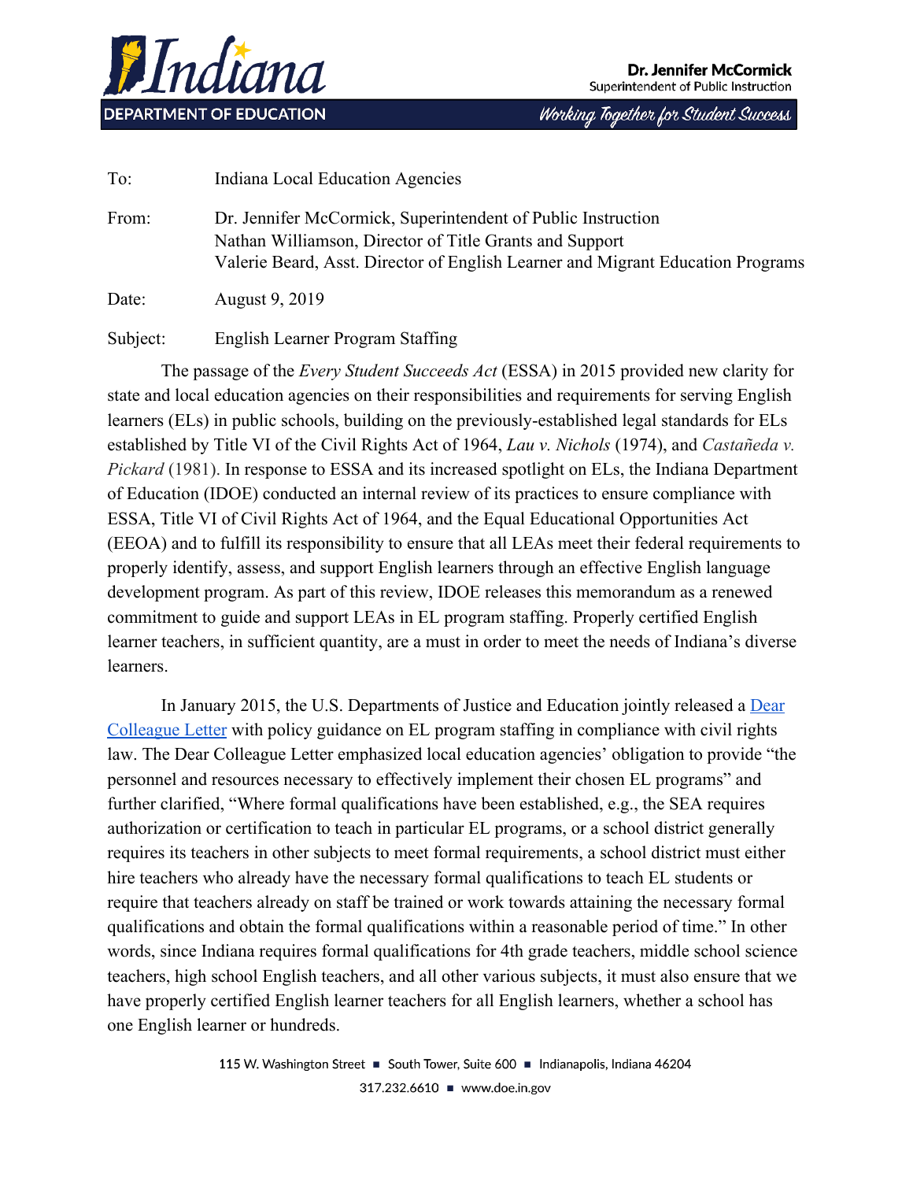**Indiana DEPARTMENT OF EDUCATION**

**Dr. Jennifer McCormick**
Superintendent of Public Instruction

*Working Together for Student Success*

| | |
|---|---|
| To: | Indiana Local Education Agencies |
| From: | Dr. Jennifer McCormick, Superintendent of Public Instruction<br>Nathan Williamson, Director of Title Grants and Support<br>Valerie Beard, Asst. Director of English Learner and Migrant Education Programs |
| Date: | August 9, 2019 |
| Subject: | English Learner Program Staffing |

The passage of the *Every Student Succeeds Act* (ESSA) in 2015 provided new clarity for state and local education agencies on their responsibilities and requirements for serving English learners (ELs) in public schools, building on the previously-established legal standards for ELs established by Title VI of the Civil Rights Act of 1964, *Lau v. Nichols* (1974), and *Castañeda v. Pickard* (1981). In response to ESSA and its increased spotlight on ELs, the Indiana Department of Education (IDOE) conducted an internal review of its practices to ensure compliance with ESSA, Title VI of Civil Rights Act of 1964, and the Equal Educational Opportunities Act (EEOA) and to fulfill its responsibility to ensure that all LEAs meet their federal requirements to properly identify, assess, and support English learners through an effective English language development program. As part of this review, IDOE releases this memorandum as a renewed commitment to guide and support LEAs in EL program staffing. Properly certified English learner teachers, in sufficient quantity, are a must in order to meet the needs of Indiana's diverse learners.

In January 2015, the U.S. Departments of Justice and Education jointly released a [Dear Colleague Letter] with policy guidance on EL program staffing in compliance with civil rights law. The Dear Colleague Letter emphasized local education agencies' obligation to provide "the personnel and resources necessary to effectively implement their chosen EL programs" and further clarified, "Where formal qualifications have been established, e.g., the SEA requires authorization or certification to teach in particular EL programs, or a school district generally requires its teachers in other subjects to meet formal requirements, a school district must either hire teachers who already have the necessary formal qualifications to teach EL students or require that teachers already on staff be trained or work towards attaining the necessary formal qualifications and obtain the formal qualifications within a reasonable period of time." In other words, since Indiana requires formal qualifications for 4th grade teachers, middle school science teachers, high school English teachers, and all other various subjects, it must also ensure that we have properly certified English learner teachers for all English learners, whether a school has one English learner or hundreds.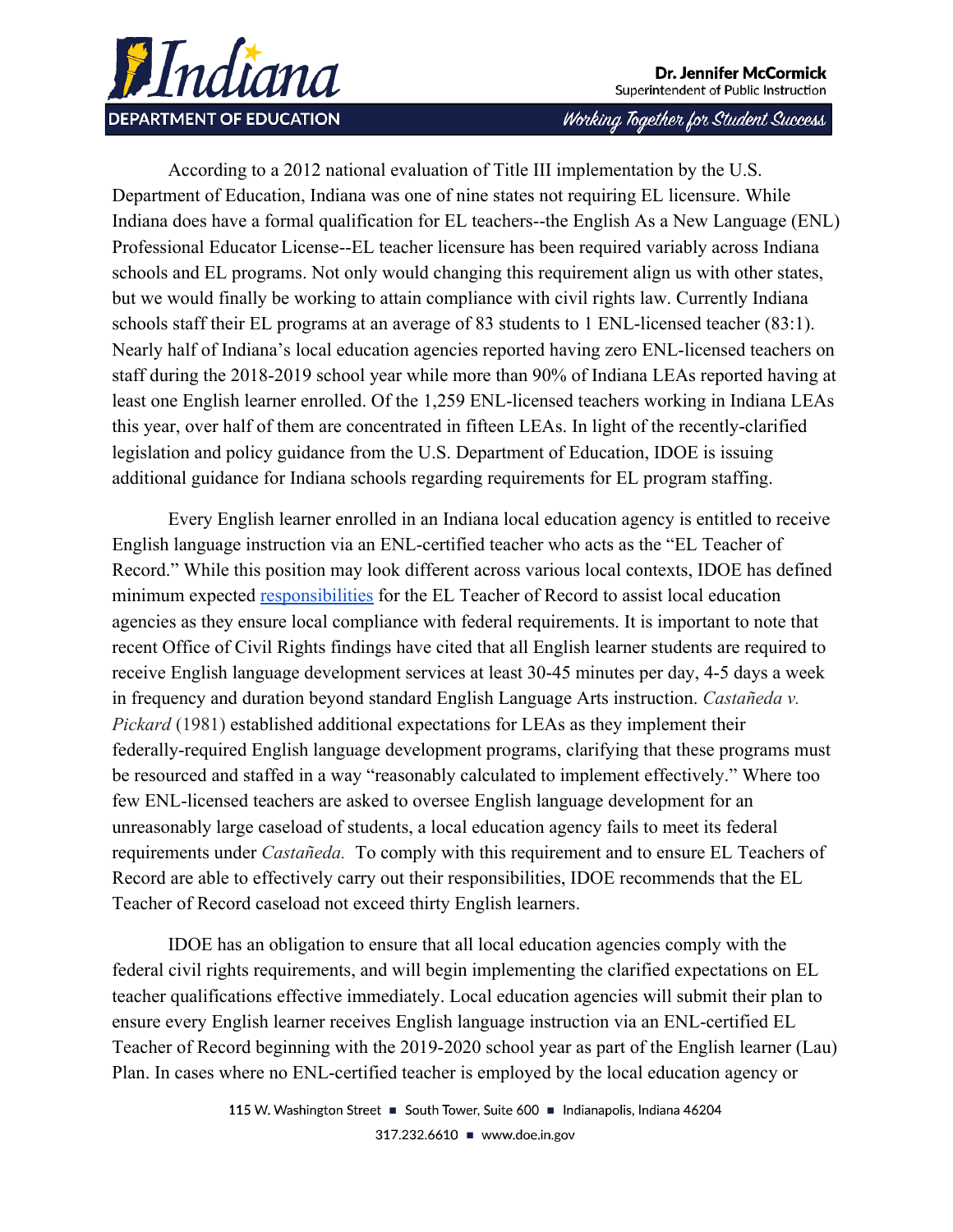According to a 2012 national evaluation of Title III implementation by the U.S. Department of Education, Indiana was one of nine states not requiring EL licensure. While Indiana does have a formal qualification for EL teachers--the English As a New Language (ENL) Professional Educator License--EL teacher licensure has been required variably across Indiana schools and EL programs. Not only would changing this requirement align us with other states, but we would finally be working to attain compliance with civil rights law. Currently Indiana schools staff their EL programs at an average of 83 students to 1 ENL-licensed teacher (83:1). Nearly half of Indiana's local education agencies reported having zero ENL-licensed teachers on staff during the 2018-2019 school year while more than 90% of Indiana LEAs reported having at least one English learner enrolled. Of the 1,259 ENL-licensed teachers working in Indiana LEAs this year, over half of them are concentrated in fifteen LEAs. In light of the recently-clarified legislation and policy guidance from the U.S. Department of Education, IDOE is issuing additional guidance for Indiana schools regarding requirements for EL program staffing.

Every English learner enrolled in an Indiana local education agency is entitled to receive English language instruction via an ENL-certified teacher who acts as the "EL Teacher of Record." While this position may look different across various local contexts, IDOE has defined minimum expected [responsibilities] for the EL Teacher of Record to assist local education agencies as they ensure local compliance with federal requirements. It is important to note that recent Office of Civil Rights findings have cited that all English learner students are required to receive English language development services at least 30-45 minutes per day, 4-5 days a week in frequency and duration beyond standard English Language Arts instruction. *Castañeda v. Pickard* (1981) established additional expectations for LEAs as they implement their federally-required English language development programs, clarifying that these programs must be resourced and staffed in a way "reasonably calculated to implement effectively." Where too few ENL-licensed teachers are asked to oversee English language development for an unreasonably large caseload of students, a local education agency fails to meet its federal requirements under *Castañeda.* To comply with this requirement and to ensure EL Teachers of Record are able to effectively carry out their responsibilities, IDOE recommends that the EL Teacher of Record caseload not exceed thirty English learners.

IDOE has an obligation to ensure that all local education agencies comply with the federal civil rights requirements, and will begin implementing the clarified expectations on EL teacher qualifications effective immediately. Local education agencies will submit their plan to ensure every English learner receives English language instruction via an ENL-certified EL Teacher of Record beginning with the 2019-2020 school year as part of the English learner (Lau) Plan. In cases where no ENL-certified teacher is employed by the local education agency or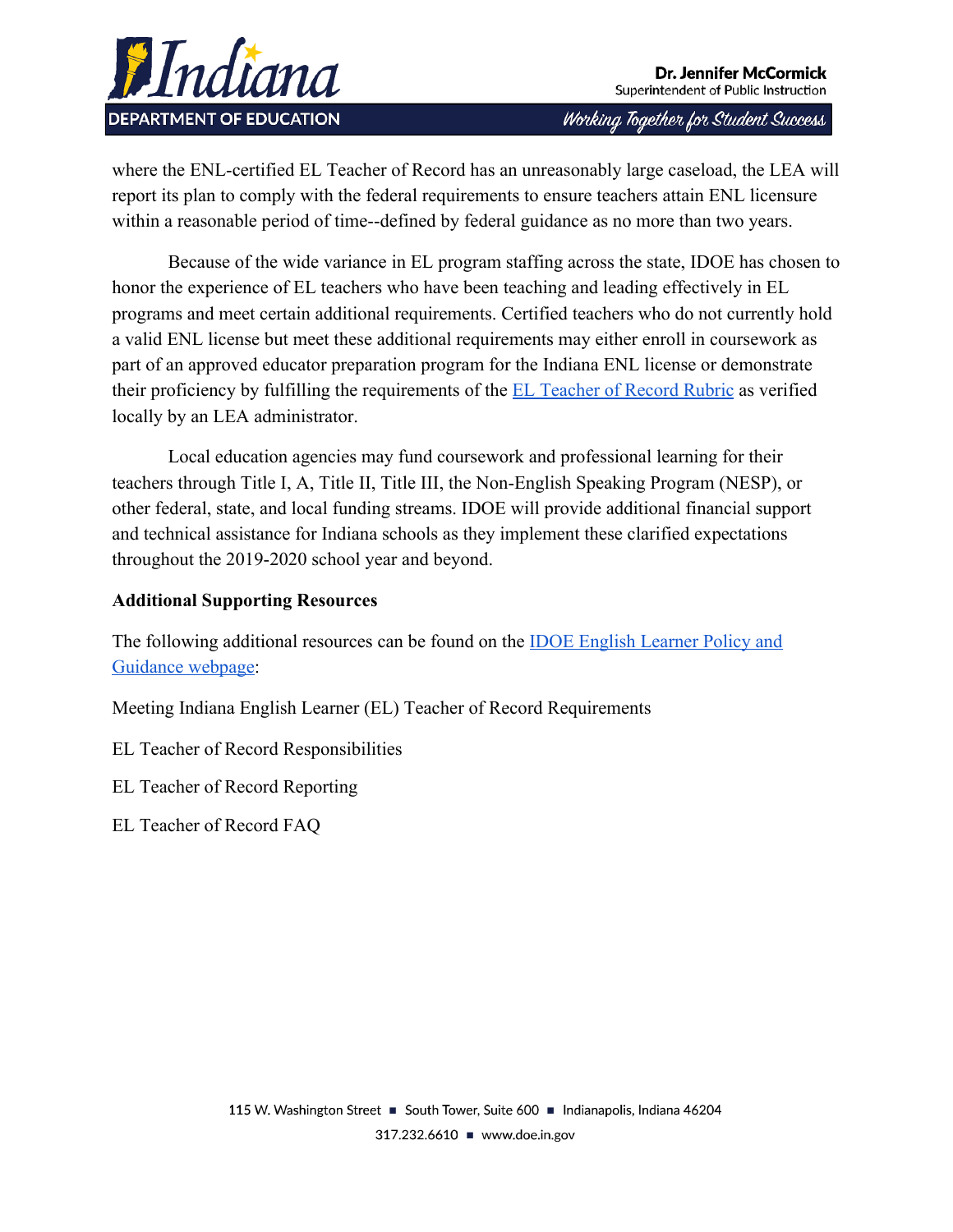where the ENL-certified EL Teacher of Record has an unreasonably large caseload, the LEA will report its plan to comply with the federal requirements to ensure teachers attain ENL licensure within a reasonable period of time--defined by federal guidance as no more than two years.

Because of the wide variance in EL program staffing across the state, IDOE has chosen to honor the experience of EL teachers who have been teaching and leading effectively in EL programs and meet certain additional requirements. Certified teachers who do not currently hold a valid ENL license but meet these additional requirements may either enroll in coursework as part of an approved educator preparation program for the Indiana ENL license or demonstrate their proficiency by fulfilling the requirements of the EL Teacher of Record Rubric as verified locally by an LEA administrator.

Local education agencies may fund coursework and professional learning for their teachers through Title I, A, Title II, Title III, the Non-English Speaking Program (NESP), or other federal, state, and local funding streams. IDOE will provide additional financial support and technical assistance for Indiana schools as they implement these clarified expectations throughout the 2019-2020 school year and beyond.

**Additional Supporting Resources**

The following additional resources can be found on the IDOE English Learner Policy and Guidance webpage:

Meeting Indiana English Learner (EL) Teacher of Record Requirements

EL Teacher of Record Responsibilities

EL Teacher of Record Reporting

EL Teacher of Record FAQ